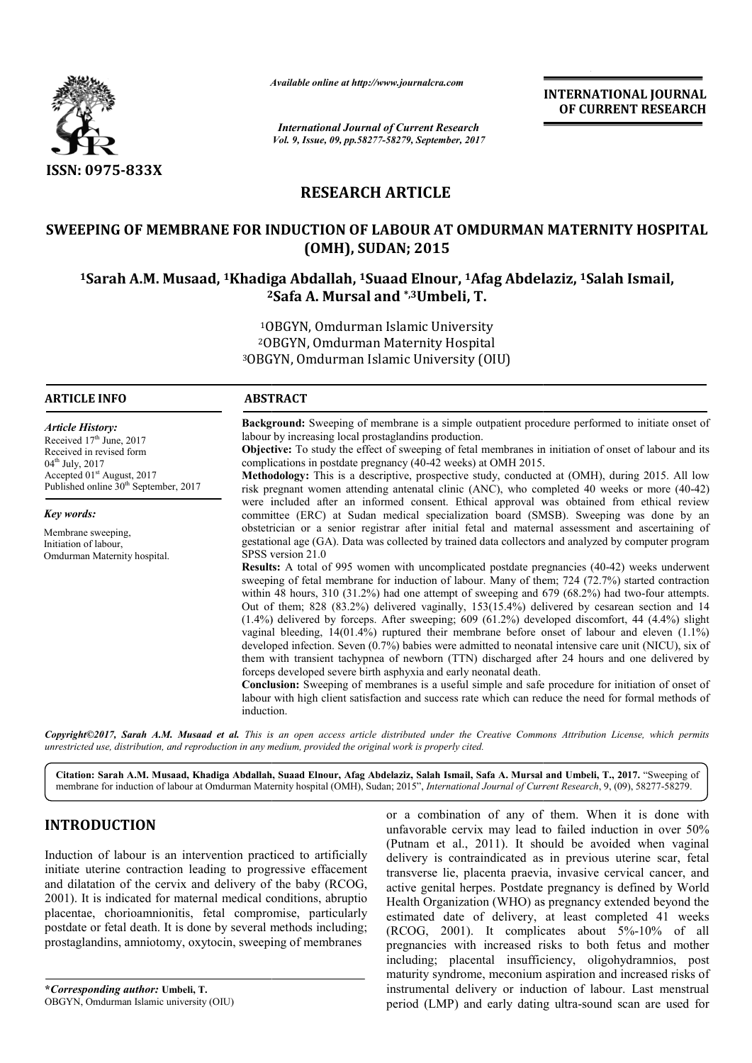# RESEARCH ARTICLE

# SWEEPING OF MEMBRANE FOR INDUCTION OF LABOUR AT OMDURMAN MATERNITY HOSPITAL (OMH), SUDAN; 2015

[1]Sarah A.M. Musaad, [1]Khadiga Abdallah, [1]Suaad Elnour, [1]Afag Abdelaziz, [1]Salah Ismail, [2]Safa A. Mursal and *,[3]Umbeli, T.

[1]OBGYN, Omdurman Islamic University
[2]OBGYN, Omdurman Maternity Hospital
[3]OBGYN, Omdurman Islamic University (OIU)

## ARTICLE INFO

*Article History:*
Received 17th June, 2017
Received in revised form 04th July, 2017
Accepted 01st August, 2017
Published online 30th September, 2017

*Key words:*
Membrane sweeping,
Initiation of labour,
Omdurman Maternity hospital.

## ABSTRACT

**Background:** Sweeping of membrane is a simple outpatient procedure performed to initiate onset of labour by increasing local prostaglandins production.

**Objective:** To study the effect of sweeping of fetal membranes in initiation of onset of labour and its complications in postdate pregnancy (40-42 weeks) at OMH 2015.

**Methodology:** This is a descriptive, prospective study, conducted at (OMH), during 2015. All low risk pregnant women attending antenatal clinic (ANC), who completed 40 weeks or more (40-42) were included after an informed consent. Ethical approval was obtained from ethical review committee (ERC) at Sudan medical specialization board (SMSB). Sweeping was done by an obstetrician or a senior registrar after initial fetal and maternal assessment and ascertaining of gestational age (GA). Data was collected by trained data collectors and analyzed by computer program SPSS version 21.0

**Results:** A total of 995 women with uncomplicated postdate pregnancies (40-42) weeks underwent sweeping of fetal membrane for induction of labour. Many of them; 724 (72.7%) started contraction within 48 hours, 310 (31.2%) had one attempt of sweeping and 679 (68.2%) had two-four attempts. Out of them; 828 (83.2%) delivered vaginally, 153(15.4%) delivered by cesarean section and 14 (1.4%) delivered by forceps. After sweeping; 609 (61.2%) developed discomfort, 44 (4.4%) slight vaginal bleeding, 14(01.4%) ruptured their membrane before onset of labour and eleven (1.1%) developed infection. Seven (0.7%) babies were admitted to neonatal intensive care unit (NICU), six of them with transient tachypnea of newborn (TTN) discharged after 24 hours and one delivered by forceps developed severe birth asphyxia and early neonatal death.

**Conclusion:** Sweeping of membranes is a useful simple and safe procedure for initiation of onset of labour with high client satisfaction and success rate which can reduce the need for formal methods of induction.

*Copyright©2017, Sarah A.M. Musaad et al. This is an open access article distributed under the Creative Commons Attribution License, which permits unrestricted use, distribution, and reproduction in any medium, provided the original work is properly cited.*

**Citation: Sarah A.M. Musaad, Khadiga Abdallah, Suaad Elnour, Afag Abdelaziz, Salah Ismail, Safa A. Mursal and Umbeli, T., 2017.** "Sweeping of membrane for induction of labour at Omdurman Maternity hospital (OMH), Sudan; 2015", *International Journal of Current Research*, 9, (09), 58277-58279.

## INTRODUCTION

Induction of labour is an intervention practiced to artificially initiate uterine contraction leading to progressive effacement and dilatation of the cervix and delivery of the baby (RCOG, 2001). It is indicated for maternal medical conditions, abruptio placentae, chorioamnionitis, fetal compromise, particularly postdate or fetal death. It is done by several methods including; prostaglandins, amniotomy, oxytocin, sweeping of membranes or a combination of any of them. When it is done with unfavorable cervix may lead to failed induction in over 50% (Putnam et al., 2011). It should be avoided when vaginal delivery is contraindicated as in previous uterine scar, fetal transverse lie, placenta praevia, invasive cervical cancer, and active genital herpes. Postdate pregnancy is defined by World Health Organization (WHO) as pregnancy extended beyond the estimated date of delivery, at least completed 41 weeks (RCOG, 2001). It complicates about 5%-10% of all pregnancies with increased risks to both fetus and mother including; placental insufficiency, oligohydramnios, post maturity syndrome, meconium aspiration and increased risks of instrumental delivery or induction of labour. Last menstrual period (LMP) and early dating ultra-sound scan are used for

**\*Corresponding author:** Umbeli, T.
OBGYN, Omdurman Islamic university (OIU)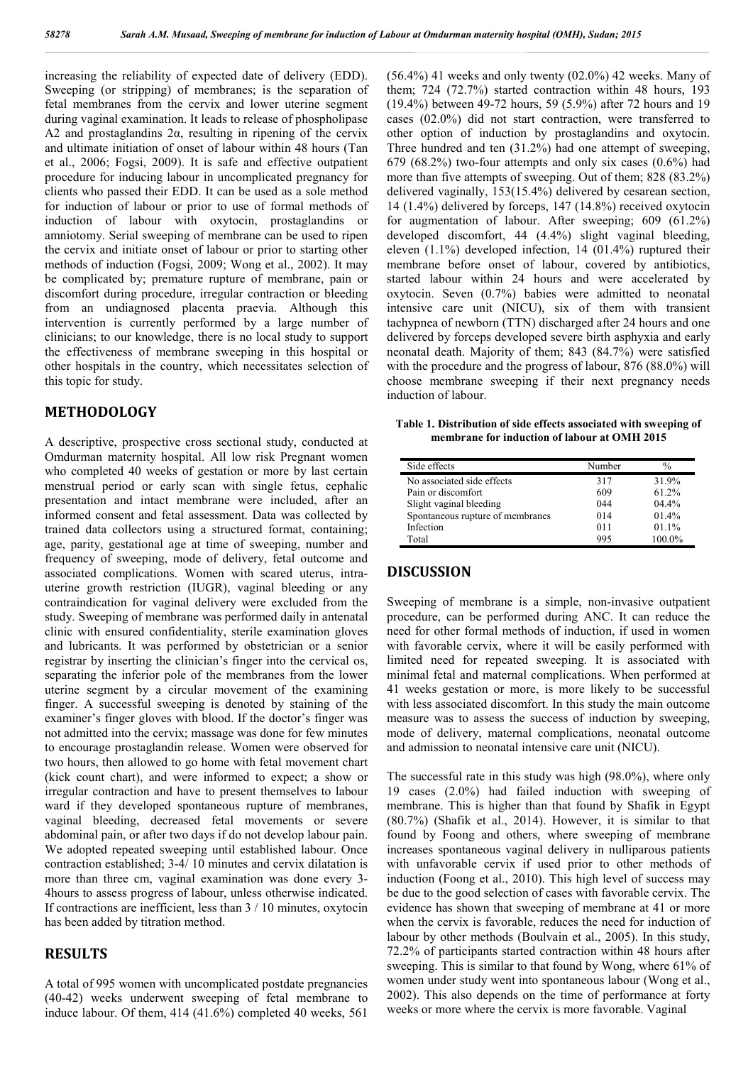increasing the reliability of expected date of delivery (EDD). Sweeping (or stripping) of membranes; is the separation of fetal membranes from the cervix and lower uterine segment during vaginal examination. It leads to release of phospholipase A2 and prostaglandins 2α, resulting in ripening of the cervix and ultimate initiation of onset of labour within 48 hours (Tan et al., 2006; Fogsi, 2009). It is safe and effective outpatient procedure for inducing labour in uncomplicated pregnancy for clients who passed their EDD. It can be used as a sole method for induction of labour or prior to use of formal methods of induction of labour with oxytocin, prostaglandins or amniotomy. Serial sweeping of membrane can be used to ripen the cervix and initiate onset of labour or prior to starting other methods of induction (Fogsi, 2009; Wong et al., 2002). It may be complicated by; premature rupture of membrane, pain or discomfort during procedure, irregular contraction or bleeding from an undiagnosed placenta praevia. Although this intervention is currently performed by a large number of clinicians; to our knowledge, there is no local study to support the effectiveness of membrane sweeping in this hospital or other hospitals in the country, which necessitates selection of this topic for study.

## METHODOLOGY

A descriptive, prospective cross sectional study, conducted at Omdurman maternity hospital. All low risk Pregnant women who completed 40 weeks of gestation or more by last certain menstrual period or early scan with single fetus, cephalic presentation and intact membrane were included, after an informed consent and fetal assessment. Data was collected by trained data collectors using a structured format, containing; age, parity, gestational age at time of sweeping, number and frequency of sweeping, mode of delivery, fetal outcome and associated complications. Women with scared uterus, intra-uterine growth restriction (IUGR), vaginal bleeding or any contraindication for vaginal delivery were excluded from the study. Sweeping of membrane was performed daily in antenatal clinic with ensured confidentiality, sterile examination gloves and lubricants. It was performed by obstetrician or a senior registrar by inserting the clinician's finger into the cervical os, separating the inferior pole of the membranes from the lower uterine segment by a circular movement of the examining finger. A successful sweeping is denoted by staining of the examiner's finger gloves with blood. If the doctor's finger was not admitted into the cervix; massage was done for few minutes to encourage prostaglandin release. Women were observed for two hours, then allowed to go home with fetal movement chart (kick count chart), and were informed to expect; a show or irregular contraction and have to present themselves to labour ward if they developed spontaneous rupture of membranes, vaginal bleeding, decreased fetal movements or severe abdominal pain, or after two days if do not develop labour pain. We adopted repeated sweeping until established labour. Once contraction established; 3-4/ 10 minutes and cervix dilatation is more than three cm, vaginal examination was done every 3-4hours to assess progress of labour, unless otherwise indicated. If contractions are inefficient, less than 3 / 10 minutes, oxytocin has been added by titration method.

## RESULTS

A total of 995 women with uncomplicated postdate pregnancies (40-42) weeks underwent sweeping of fetal membrane to induce labour. Of them, 414 (41.6%) completed 40 weeks, 561 (56.4%) 41 weeks and only twenty (02.0%) 42 weeks. Many of them; 724 (72.7%) started contraction within 48 hours, 193 (19.4%) between 49-72 hours, 59 (5.9%) after 72 hours and 19 cases (02.0%) did not start contraction, were transferred to other option of induction by prostaglandins and oxytocin. Three hundred and ten (31.2%) had one attempt of sweeping, 679 (68.2%) two-four attempts and only six cases (0.6%) had more than five attempts of sweeping. Out of them; 828 (83.2%) delivered vaginally, 153(15.4%) delivered by cesarean section, 14 (1.4%) delivered by forceps, 147 (14.8%) received oxytocin for augmentation of labour. After sweeping; 609 (61.2%) developed discomfort, 44 (4.4%) slight vaginal bleeding, eleven (1.1%) developed infection, 14 (01.4%) ruptured their membrane before onset of labour, covered by antibiotics, started labour within 24 hours and were accelerated by oxytocin. Seven (0.7%) babies were admitted to neonatal intensive care unit (NICU), six of them with transient tachypnea of newborn (TTN) discharged after 24 hours and one delivered by forceps developed severe birth asphyxia and early neonatal death. Majority of them; 843 (84.7%) were satisfied with the procedure and the progress of labour, 876 (88.0%) will choose membrane sweeping if their next pregnancy needs induction of labour.

**Table 1. Distribution of side effects associated with sweeping of membrane for induction of labour at OMH 2015**

| Side effects | Number | % |
|---|---|---|
| No associated side effects | 317 | 31.9% |
| Pain or discomfort | 609 | 61.2% |
| Slight vaginal bleeding | 044 | 04.4% |
| Spontaneous rupture of membranes | 014 | 01.4% |
| Infection | 011 | 01.1% |
| Total | 995 | 100.0% |

## DISCUSSION

Sweeping of membrane is a simple, non-invasive outpatient procedure, can be performed during ANC. It can reduce the need for other formal methods of induction, if used in women with favorable cervix, where it will be easily performed with limited need for repeated sweeping. It is associated with minimal fetal and maternal complications. When performed at 41 weeks gestation or more, is more likely to be successful with less associated discomfort. In this study the main outcome measure was to assess the success of induction by sweeping, mode of delivery, maternal complications, neonatal outcome and admission to neonatal intensive care unit (NICU).

The successful rate in this study was high (98.0%), where only 19 cases (2.0%) had failed induction with sweeping of membrane. This is higher than that found by Shafik in Egypt (80.7%) (Shafik et al., 2014). However, it is similar to that found by Foong and others, where sweeping of membrane increases spontaneous vaginal delivery in nulliparous patients with unfavorable cervix if used prior to other methods of induction (Foong et al., 2010). This high level of success may be due to the good selection of cases with favorable cervix. The evidence has shown that sweeping of membrane at 41 or more when the cervix is favorable, reduces the need for induction of labour by other methods (Boulvain et al., 2005). In this study, 72.2% of participants started contraction within 48 hours after sweeping. This is similar to that found by Wong, where 61% of women under study went into spontaneous labour (Wong et al., 2002). This also depends on the time of performance at forty weeks or more where the cervix is more favorable. Vaginal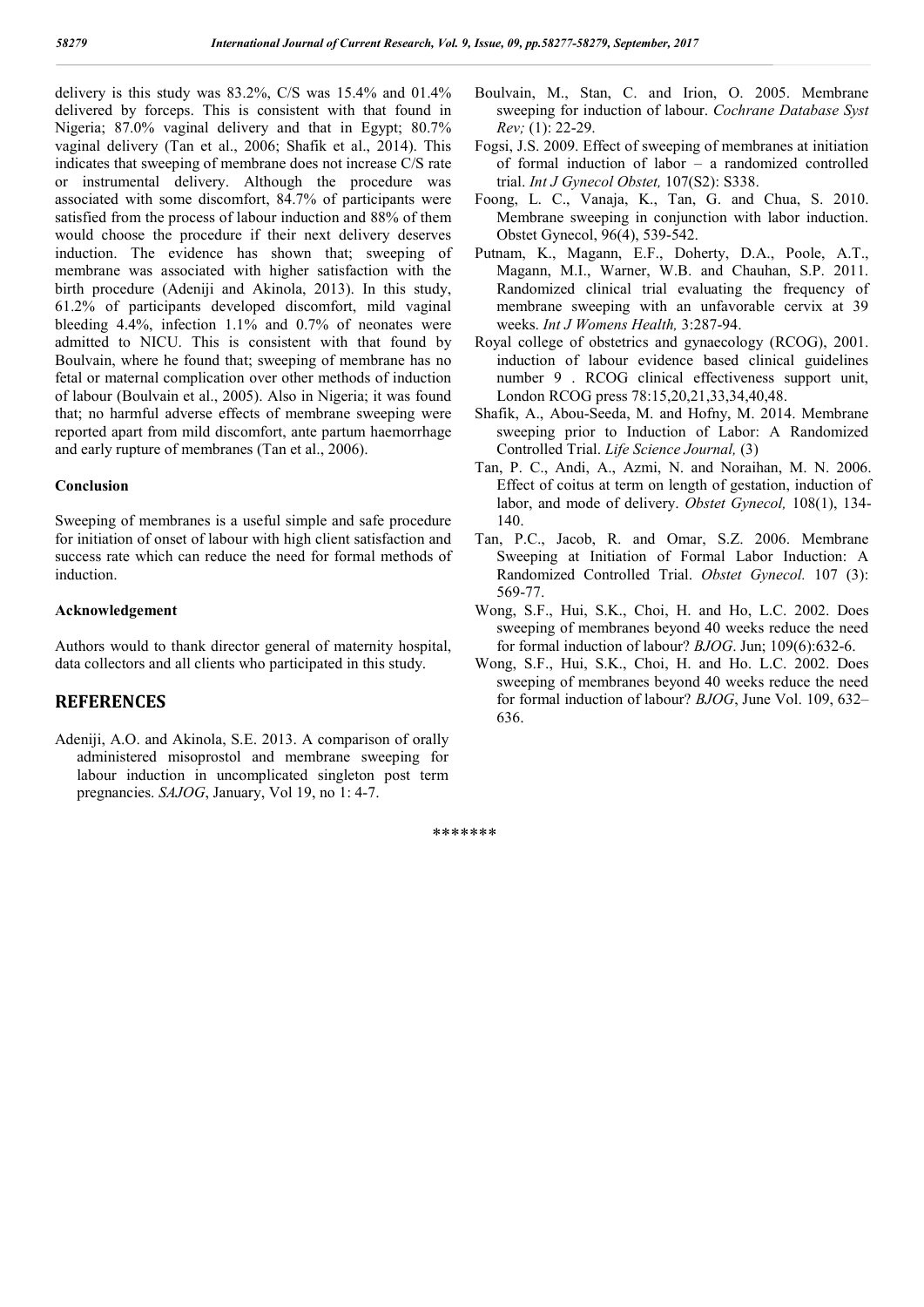delivery is this study was 83.2%, C/S was 15.4% and 01.4% delivered by forceps. This is consistent with that found in Nigeria; 87.0% vaginal delivery and that in Egypt; 80.7% vaginal delivery (Tan et al., 2006; Shafik et al., 2014). This indicates that sweeping of membrane does not increase C/S rate or instrumental delivery. Although the procedure was associated with some discomfort, 84.7% of participants were satisfied from the process of labour induction and 88% of them would choose the procedure if their next delivery deserves induction. The evidence has shown that; sweeping of membrane was associated with higher satisfaction with the birth procedure (Adeniji and Akinola, 2013). In this study, 61.2% of participants developed discomfort, mild vaginal bleeding 4.4%, infection 1.1% and 0.7% of neonates were admitted to NICU. This is consistent with that found by Boulvain, where he found that; sweeping of membrane has no fetal or maternal complication over other methods of induction of labour (Boulvain et al., 2005). Also in Nigeria; it was found that; no harmful adverse effects of membrane sweeping were reported apart from mild discomfort, ante partum haemorrhage and early rupture of membranes (Tan et al., 2006).

### Conclusion

Sweeping of membranes is a useful simple and safe procedure for initiation of onset of labour with high client satisfaction and success rate which can reduce the need for formal methods of induction.

### Acknowledgement

Authors would to thank director general of maternity hospital, data collectors and all clients who participated in this study.

## REFERENCES

Adeniji, A.O. and Akinola, S.E. 2013. A comparison of orally administered misoprostol and membrane sweeping for labour induction in uncomplicated singleton post term pregnancies. *SAJOG*, January, Vol 19, no 1: 4-7.

Boulvain, M., Stan, C. and Irion, O. 2005. Membrane sweeping for induction of labour. *Cochrane Database Syst Rev;* (1): 22-29.

Fogsi, J.S. 2009. Effect of sweeping of membranes at initiation of formal induction of labor – a randomized controlled trial. *Int J Gynecol Obstet,* 107(S2): S338.

Foong, L. C., Vanaja, K., Tan, G. and Chua, S. 2010. Membrane sweeping in conjunction with labor induction. Obstet Gynecol, 96(4), 539-542.

Putnam, K., Magann, E.F., Doherty, D.A., Poole, A.T., Magann, M.I., Warner, W.B. and Chauhan, S.P. 2011. Randomized clinical trial evaluating the frequency of membrane sweeping with an unfavorable cervix at 39 weeks. *Int J Womens Health,* 3:287-94.

Royal college of obstetrics and gynaecology (RCOG), 2001. induction of labour evidence based clinical guidelines number 9 . RCOG clinical effectiveness support unit, London RCOG press 78:15,20,21,33,34,40,48.

Shafik, A., Abou-Seeda, M. and Hofny, M. 2014. Membrane sweeping prior to Induction of Labor: A Randomized Controlled Trial. *Life Science Journal,* (3)

Tan, P. C., Andi, A., Azmi, N. and Noraihan, M. N. 2006. Effect of coitus at term on length of gestation, induction of labor, and mode of delivery. *Obstet Gynecol,* 108(1), 134-140.

Tan, P.C., Jacob, R. and Omar, S.Z. 2006. Membrane Sweeping at Initiation of Formal Labor Induction: A Randomized Controlled Trial. *Obstet Gynecol.* 107 (3): 569-77.

Wong, S.F., Hui, S.K., Choi, H. and Ho, L.C. 2002. Does sweeping of membranes beyond 40 weeks reduce the need for formal induction of labour? *BJOG*. Jun; 109(6):632-6.

Wong, S.F., Hui, S.K., Choi, H. and Ho. L.C. 2002. Does sweeping of membranes beyond 40 weeks reduce the need for formal induction of labour? *BJOG*, June Vol. 109, 632–636.

*******